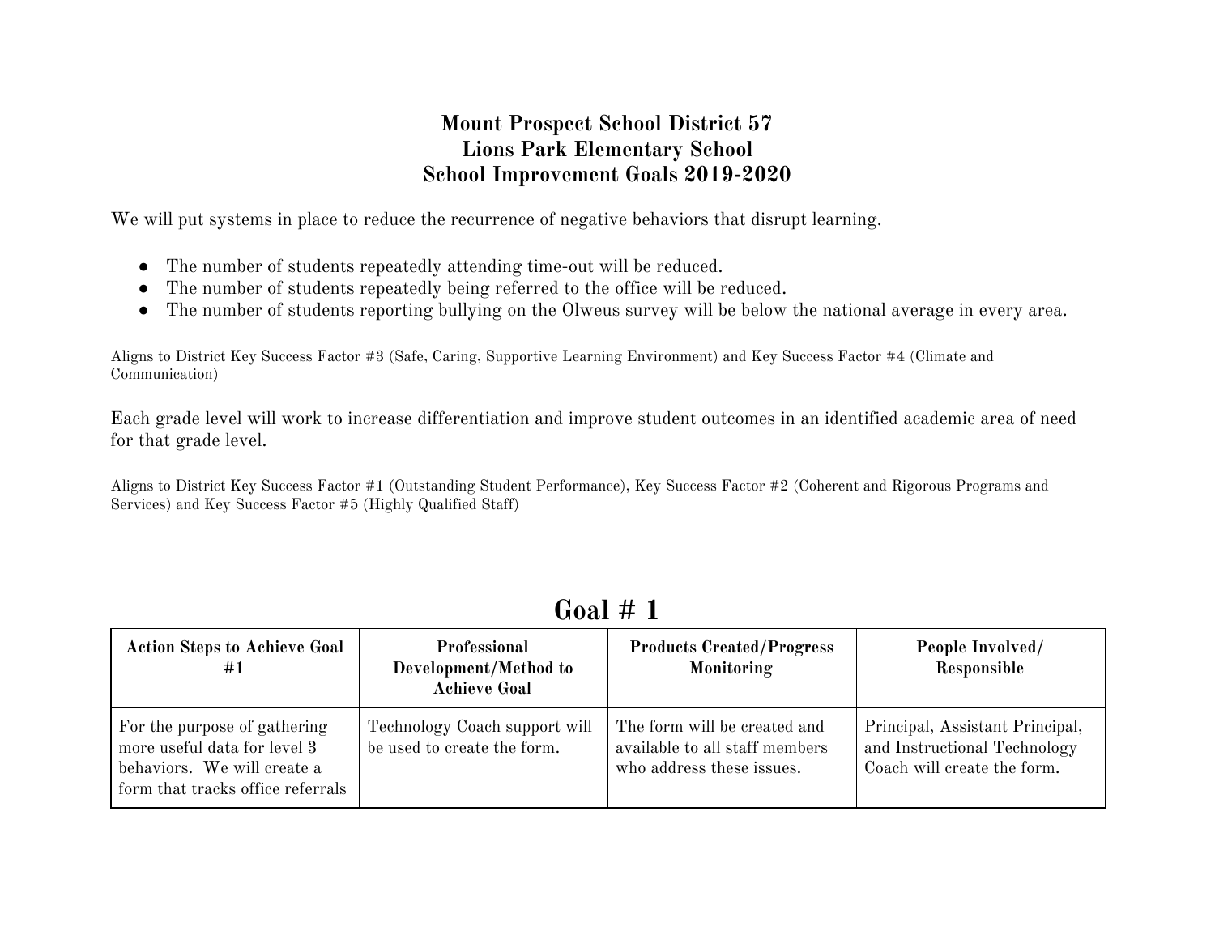# Mount Prospect School District 57
# Lions Park Elementary School
# School Improvement Goals 2019-2020

We will put systems in place to reduce the recurrence of negative behaviors that disrupt learning.

- The number of students repeatedly attending time-out will be reduced.
- The number of students repeatedly being referred to the office will be reduced.
- The number of students reporting bullying on the Olweus survey will be below the national average in every area.

Aligns to District Key Success Factor #3 (Safe, Caring, Supportive Learning Environment) and Key Success Factor #4 (Climate and Communication)

Each grade level will work to increase differentiation and improve student outcomes in an identified academic area of need for that grade level.

Aligns to District Key Success Factor #1 (Outstanding Student Performance), Key Success Factor #2 (Coherent and Rigorous Programs and Services) and Key Success Factor #5 (Highly Qualified Staff)

## Goal # 1

| Action Steps to Achieve Goal #1 | Professional Development/Method to Achieve Goal | Products Created/Progress Monitoring | People Involved/ Responsible |
| --- | --- | --- | --- |
| For the purpose of gathering more useful data for level 3 behaviors. We will create a form that tracks office referrals | Technology Coach support will be used to create the form. | The form will be created and available to all staff members who address these issues. | Principal, Assistant Principal, and Instructional Technology Coach will create the form. |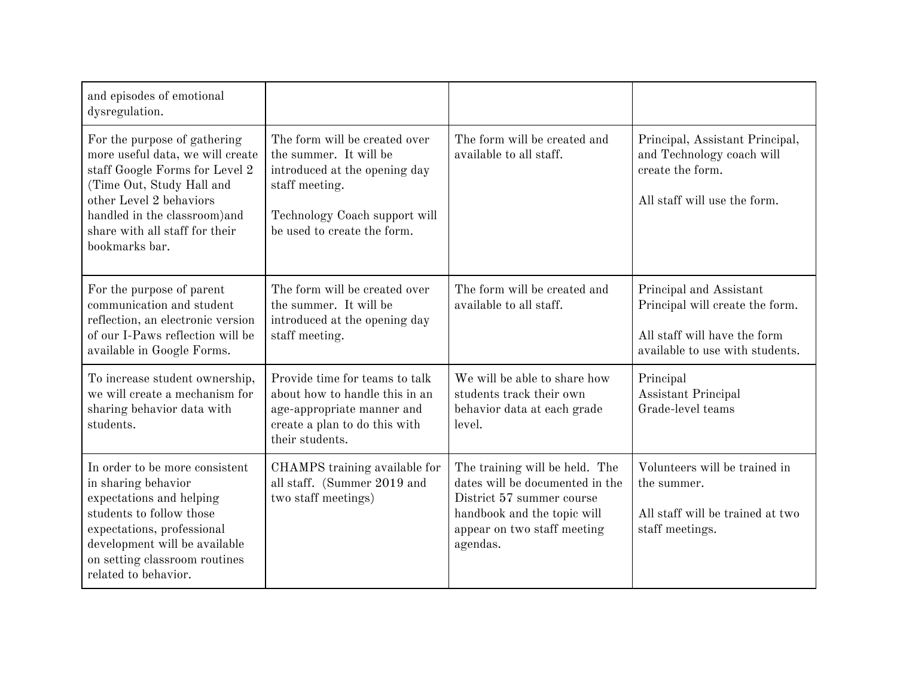| | | | |
|---|---|---|---|
| and episodes of emotional dysregulation. | | | |
| For the purpose of gathering more useful data, we will create staff Google Forms for Level 2 (Time Out, Study Hall and other Level 2 behaviors handled in the classroom)and share with all staff for their bookmarks bar. | The form will be created over the summer. It will be introduced at the opening day staff meeting.<br><br>Technology Coach support will be used to create the form. | The form will be created and available to all staff. | Principal, Assistant Principal, and Technology coach will create the form.<br><br>All staff will use the form. |
| For the purpose of parent communication and student reflection, an electronic version of our I-Paws reflection will be available in Google Forms. | The form will be created over the summer. It will be introduced at the opening day staff meeting. | The form will be created and available to all staff. | Principal and Assistant Principal will create the form.<br><br>All staff will have the form available to use with students. |
| To increase student ownership, we will create a mechanism for sharing behavior data with students. | Provide time for teams to talk about how to handle this in an age-appropriate manner and create a plan to do this with their students. | We will be able to share how students track their own behavior data at each grade level. | Principal<br>Assistant Principal<br>Grade-level teams |
| In order to be more consistent in sharing behavior expectations and helping students to follow those expectations, professional development will be available on setting classroom routines related to behavior. | CHAMPS training available for all staff. (Summer 2019 and two staff meetings) | The training will be held. The dates will be documented in the District 57 summer course handbook and the topic will appear on two staff meeting agendas. | Volunteers will be trained in the summer.<br><br>All staff will be trained at two staff meetings. |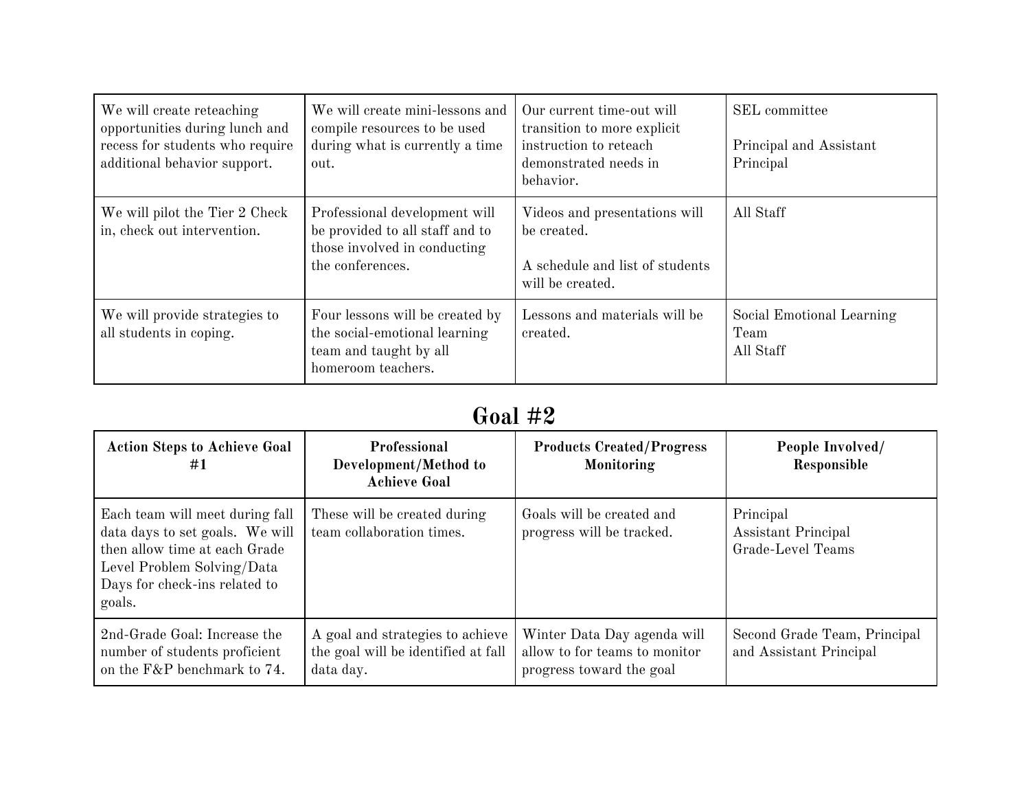| | | | |
|---|---|---|---|
| We will create reteaching opportunities during lunch and recess for students who require additional behavior support. | We will create mini-lessons and compile resources to be used during what is currently a time out. | Our current time-out will transition to more explicit instruction to reteach demonstrated needs in behavior. | SEL committee<br><br>Principal and Assistant Principal |
| We will pilot the Tier 2 Check in, check out intervention. | Professional development will be provided to all staff and to those involved in conducting the conferences. | Videos and presentations will be created.<br><br>A schedule and list of students will be created. | All Staff |
| We will provide strategies to all students in coping. | Four lessons will be created by the social-emotional learning team and taught by all homeroom teachers. | Lessons and materials will be created. | Social Emotional Learning Team<br>All Staff |

# Goal #2

| Action Steps to Achieve Goal #1 | Professional Development/Method to Achieve Goal | Products Created/Progress Monitoring | People Involved/ Responsible |
|---|---|---|---|
| Each team will meet during fall data days to set goals. We will then allow time at each Grade Level Problem Solving/Data Days for check-ins related to goals. | These will be created during team collaboration times. | Goals will be created and progress will be tracked. | Principal<br>Assistant Principal<br>Grade-Level Teams |
| 2nd-Grade Goal: Increase the number of students proficient on the F&P benchmark to 74. | A goal and strategies to achieve the goal will be identified at fall data day. | Winter Data Day agenda will allow to for teams to monitor progress toward the goal | Second Grade Team, Principal and Assistant Principal |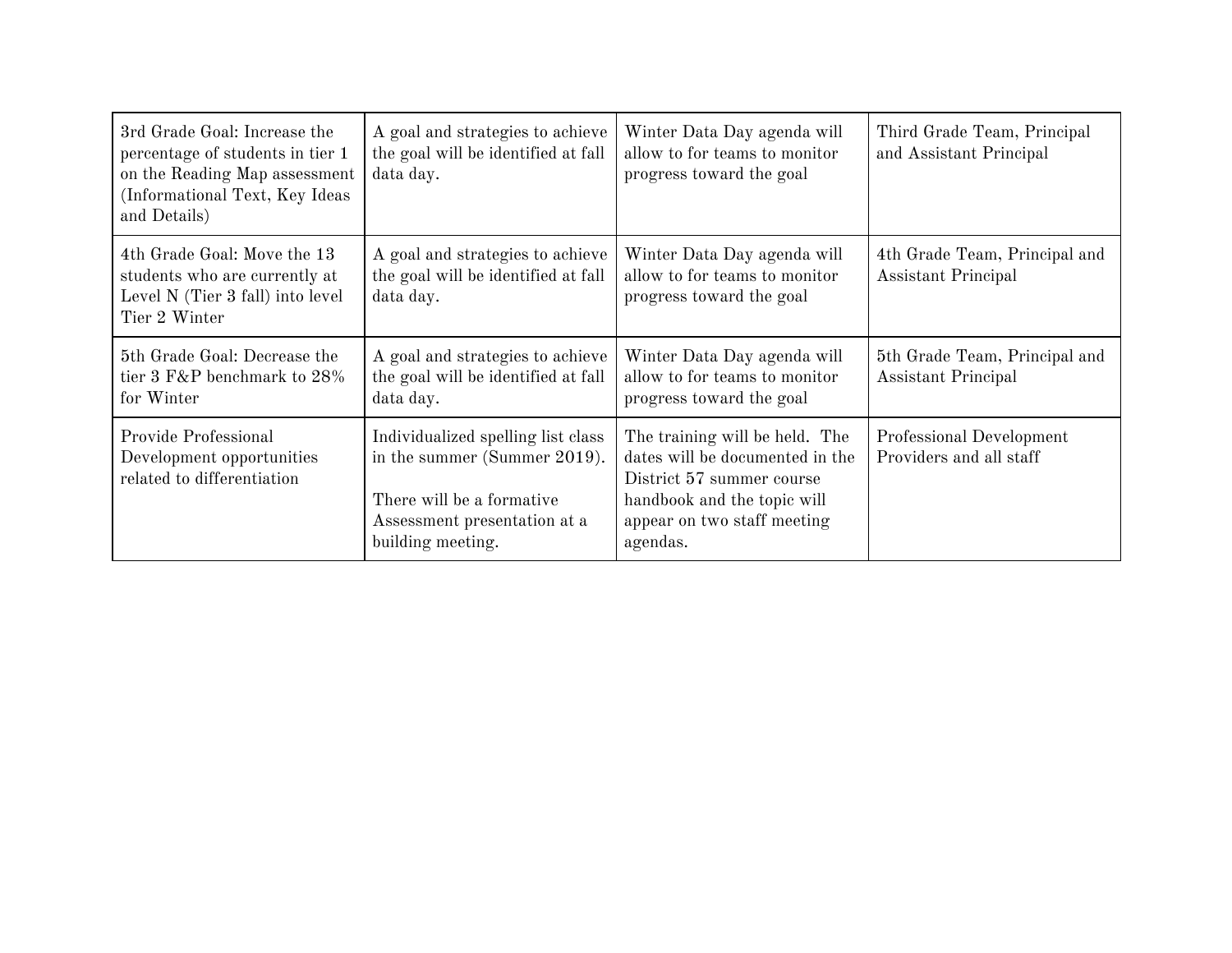| | | | |
|---|---|---|---|
| 3rd Grade Goal: Increase the percentage of students in tier 1 on the Reading Map assessment (Informational Text, Key Ideas and Details) | A goal and strategies to achieve the goal will be identified at fall data day. | Winter Data Day agenda will allow to for teams to monitor progress toward the goal | Third Grade Team, Principal and Assistant Principal |
| 4th Grade Goal: Move the 13 students who are currently at Level N (Tier 3 fall) into level Tier 2 Winter | A goal and strategies to achieve the goal will be identified at fall data day. | Winter Data Day agenda will allow to for teams to monitor progress toward the goal | 4th Grade Team, Principal and Assistant Principal |
| 5th Grade Goal: Decrease the tier 3 F&P benchmark to 28% for Winter | A goal and strategies to achieve the goal will be identified at fall data day. | Winter Data Day agenda will allow to for teams to monitor progress toward the goal | 5th Grade Team, Principal and Assistant Principal |
| Provide Professional Development opportunities related to differentiation | Individualized spelling list class in the summer (Summer 2019).<br><br>There will be a formative Assessment presentation at a building meeting. | The training will be held. The dates will be documented in the District 57 summer course handbook and the topic will appear on two staff meeting agendas. | Professional Development Providers and all staff |